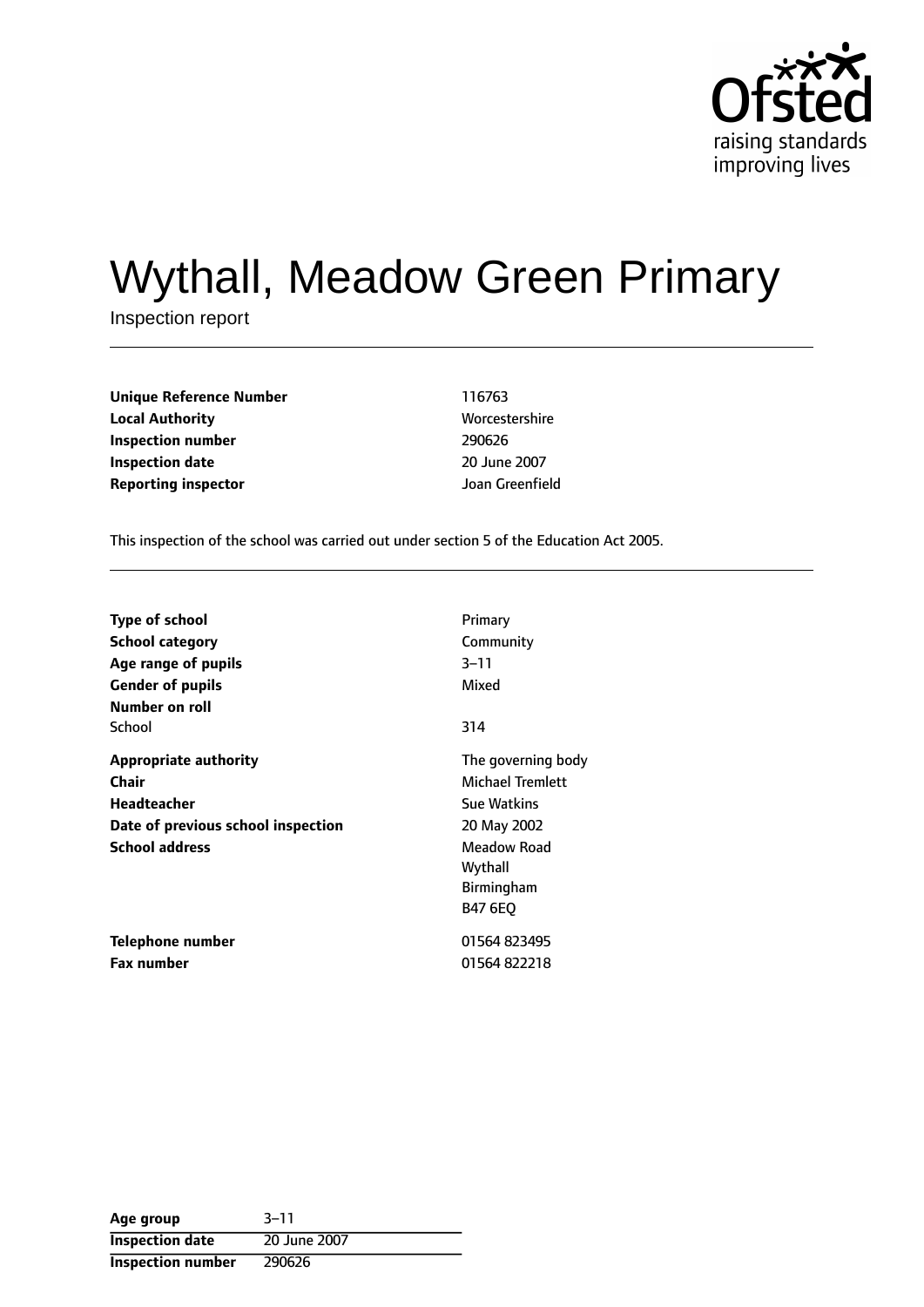# Wythall, Meadow Green Primary

Inspection report

| | |
|---|---|
| **Unique Reference Number** | 116763 |
| **Local Authority** | Worcestershire |
| **Inspection number** | 290626 |
| **Inspection date** | 20 June 2007 |
| **Reporting inspector** | Joan Greenfield |

This inspection of the school was carried out under section 5 of the Education Act 2005.

| | |
|---|---|
| **Type of school** | Primary |
| **School category** | Community |
| **Age range of pupils** | 3–11 |
| **Gender of pupils** | Mixed |
| **Number on roll** | |
| School | 314 |
| **Appropriate authority** | The governing body |
| **Chair** | Michael Tremlett |
| **Headteacher** | Sue Watkins |
| **Date of previous school inspection** | 20 May 2002 |
| **School address** | Meadow Road<br>Wythall<br>Birmingham<br>B47 6EQ |
| **Telephone number** | 01564 823495 |
| **Fax number** | 01564 822218 |

| | |
|---|---|
| **Age group** | 3–11 |
| **Inspection date** | 20 June 2007 |
| **Inspection number** | 290626 |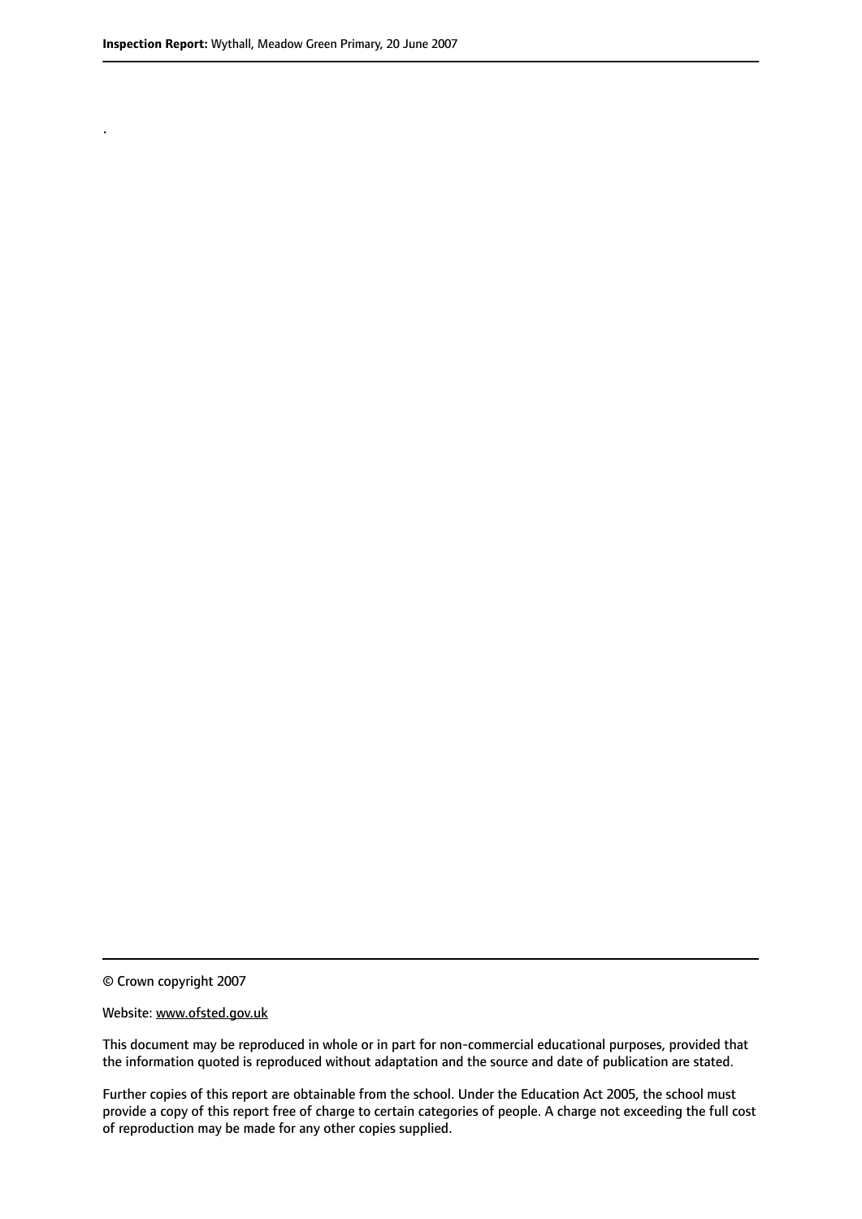.

© Crown copyright 2007

Website: www.ofsted.gov.uk

This document may be reproduced in whole or in part for non-commercial educational purposes, provided that the information quoted is reproduced without adaptation and the source and date of publication are stated.

Further copies of this report are obtainable from the school. Under the Education Act 2005, the school must provide a copy of this report free of charge to certain categories of people. A charge not exceeding the full cost of reproduction may be made for any other copies supplied.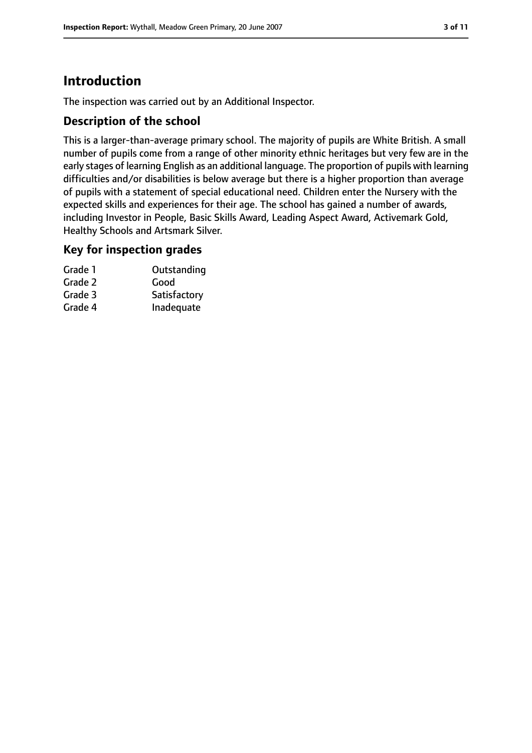# Introduction

The inspection was carried out by an Additional Inspector.

## Description of the school

This is a larger-than-average primary school. The majority of pupils are White British. A small number of pupils come from a range of other minority ethnic heritages but very few are in the early stages of learning English as an additional language. The proportion of pupils with learning difficulties and/or disabilities is below average but there is a higher proportion than average of pupils with a statement of special educational need. Children enter the Nursery with the expected skills and experiences for their age. The school has gained a number of awards, including Investor in People, Basic Skills Award, Leading Aspect Award, Activemark Gold, Healthy Schools and Artsmark Silver.

## Key for inspection grades

| | |
|---|---|
| Grade 1 | Outstanding |
| Grade 2 | Good |
| Grade 3 | Satisfactory |
| Grade 4 | Inadequate |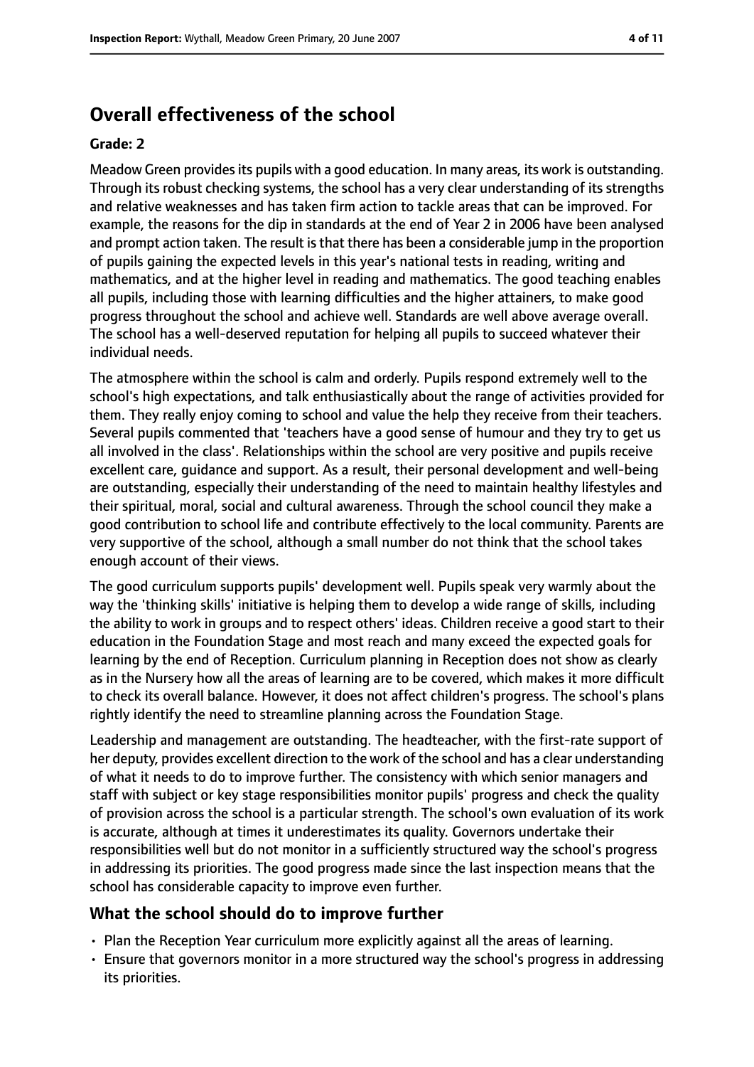## Overall effectiveness of the school

### Grade: 2

Meadow Green provides its pupils with a good education. In many areas, its work is outstanding. Through its robust checking systems, the school has a very clear understanding of its strengths and relative weaknesses and has taken firm action to tackle areas that can be improved. For example, the reasons for the dip in standards at the end of Year 2 in 2006 have been analysed and prompt action taken. The result is that there has been a considerable jump in the proportion of pupils gaining the expected levels in this year's national tests in reading, writing and mathematics, and at the higher level in reading and mathematics. The good teaching enables all pupils, including those with learning difficulties and the higher attainers, to make good progress throughout the school and achieve well. Standards are well above average overall. The school has a well-deserved reputation for helping all pupils to succeed whatever their individual needs.

The atmosphere within the school is calm and orderly. Pupils respond extremely well to the school's high expectations, and talk enthusiastically about the range of activities provided for them. They really enjoy coming to school and value the help they receive from their teachers. Several pupils commented that 'teachers have a good sense of humour and they try to get us all involved in the class'. Relationships within the school are very positive and pupils receive excellent care, guidance and support. As a result, their personal development and well-being are outstanding, especially their understanding of the need to maintain healthy lifestyles and their spiritual, moral, social and cultural awareness. Through the school council they make a good contribution to school life and contribute effectively to the local community. Parents are very supportive of the school, although a small number do not think that the school takes enough account of their views.

The good curriculum supports pupils' development well. Pupils speak very warmly about the way the 'thinking skills' initiative is helping them to develop a wide range of skills, including the ability to work in groups and to respect others' ideas. Children receive a good start to their education in the Foundation Stage and most reach and many exceed the expected goals for learning by the end of Reception. Curriculum planning in Reception does not show as clearly as in the Nursery how all the areas of learning are to be covered, which makes it more difficult to check its overall balance. However, it does not affect children's progress. The school's plans rightly identify the need to streamline planning across the Foundation Stage.

Leadership and management are outstanding. The headteacher, with the first-rate support of her deputy, provides excellent direction to the work of the school and has a clear understanding of what it needs to do to improve further. The consistency with which senior managers and staff with subject or key stage responsibilities monitor pupils' progress and check the quality of provision across the school is a particular strength. The school's own evaluation of its work is accurate, although at times it underestimates its quality. Governors undertake their responsibilities well but do not monitor in a sufficiently structured way the school's progress in addressing its priorities. The good progress made since the last inspection means that the school has considerable capacity to improve even further.

## What the school should do to improve further

- Plan the Reception Year curriculum more explicitly against all the areas of learning.
- Ensure that governors monitor in a more structured way the school's progress in addressing its priorities.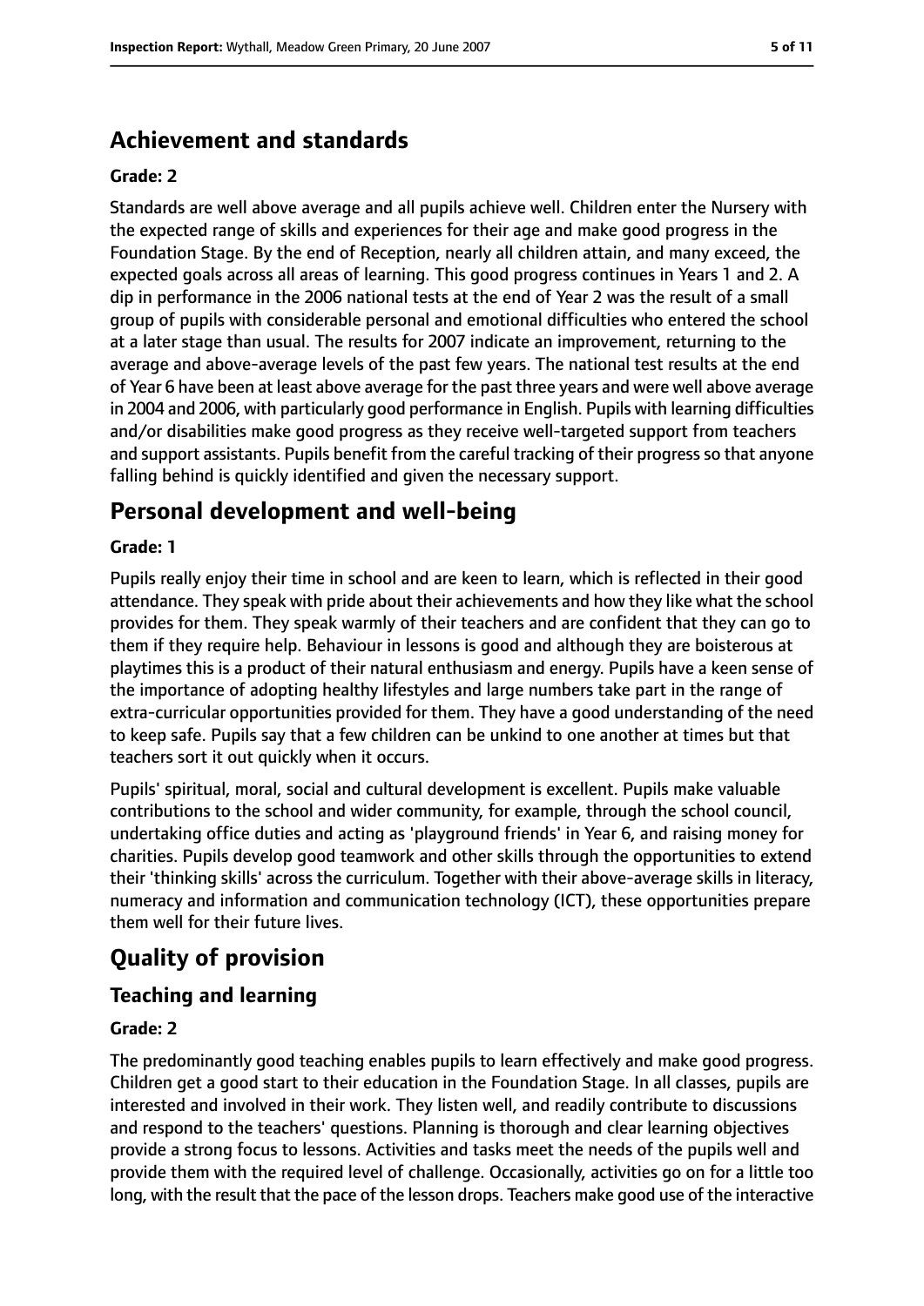## Achievement and standards

**Grade: 2**

Standards are well above average and all pupils achieve well. Children enter the Nursery with the expected range of skills and experiences for their age and make good progress in the Foundation Stage. By the end of Reception, nearly all children attain, and many exceed, the expected goals across all areas of learning. This good progress continues in Years 1 and 2. A dip in performance in the 2006 national tests at the end of Year 2 was the result of a small group of pupils with considerable personal and emotional difficulties who entered the school at a later stage than usual. The results for 2007 indicate an improvement, returning to the average and above-average levels of the past few years. The national test results at the end of Year 6 have been at least above average for the past three years and were well above average in 2004 and 2006, with particularly good performance in English. Pupils with learning difficulties and/or disabilities make good progress as they receive well-targeted support from teachers and support assistants. Pupils benefit from the careful tracking of their progress so that anyone falling behind is quickly identified and given the necessary support.

## Personal development and well-being

**Grade: 1**

Pupils really enjoy their time in school and are keen to learn, which is reflected in their good attendance. They speak with pride about their achievements and how they like what the school provides for them. They speak warmly of their teachers and are confident that they can go to them if they require help. Behaviour in lessons is good and although they are boisterous at playtimes this is a product of their natural enthusiasm and energy. Pupils have a keen sense of the importance of adopting healthy lifestyles and large numbers take part in the range of extra-curricular opportunities provided for them. They have a good understanding of the need to keep safe. Pupils say that a few children can be unkind to one another at times but that teachers sort it out quickly when it occurs.

Pupils' spiritual, moral, social and cultural development is excellent. Pupils make valuable contributions to the school and wider community, for example, through the school council, undertaking office duties and acting as 'playground friends' in Year 6, and raising money for charities. Pupils develop good teamwork and other skills through the opportunities to extend their 'thinking skills' across the curriculum. Together with their above-average skills in literacy, numeracy and information and communication technology (ICT), these opportunities prepare them well for their future lives.

# Quality of provision

## Teaching and learning

**Grade: 2**

The predominantly good teaching enables pupils to learn effectively and make good progress. Children get a good start to their education in the Foundation Stage. In all classes, pupils are interested and involved in their work. They listen well, and readily contribute to discussions and respond to the teachers' questions. Planning is thorough and clear learning objectives provide a strong focus to lessons. Activities and tasks meet the needs of the pupils well and provide them with the required level of challenge. Occasionally, activities go on for a little too long, with the result that the pace of the lesson drops. Teachers make good use of the interactive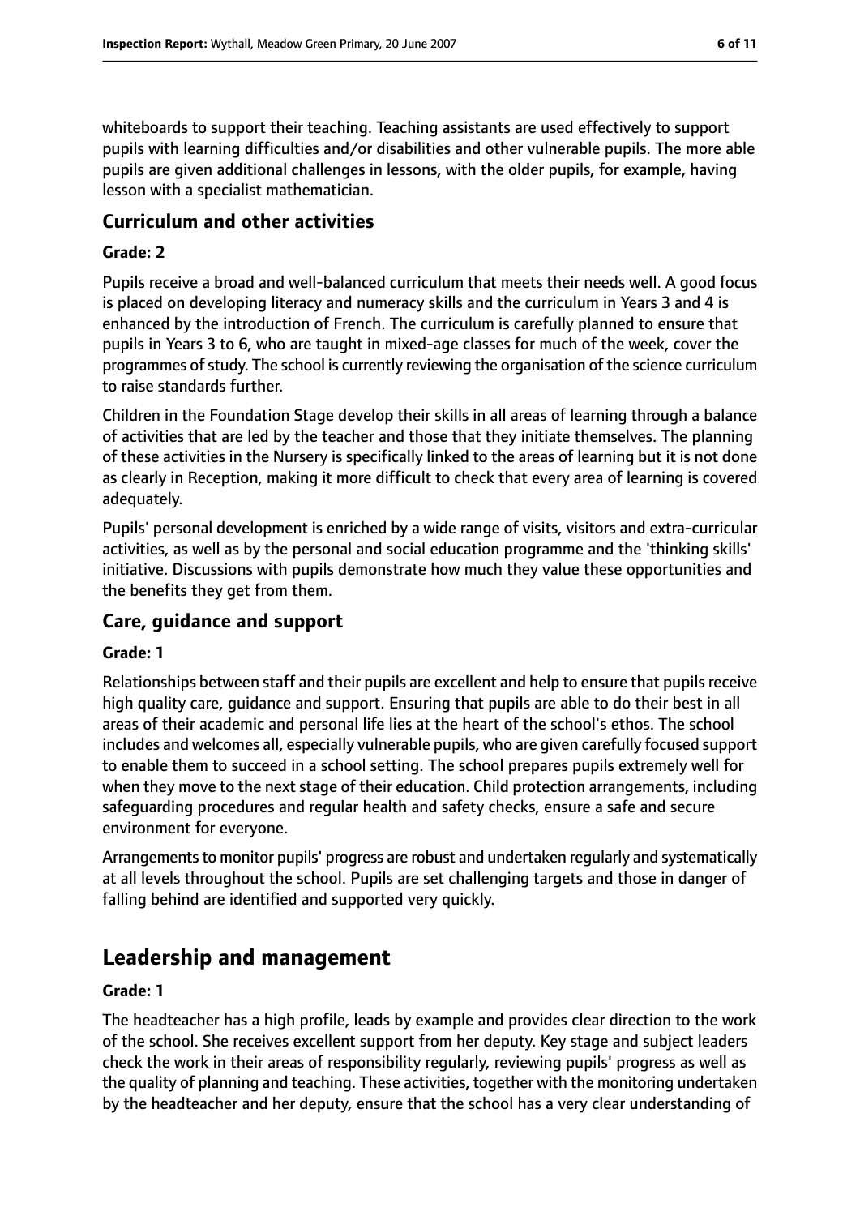whiteboards to support their teaching. Teaching assistants are used effectively to support pupils with learning difficulties and/or disabilities and other vulnerable pupils. The more able pupils are given additional challenges in lessons, with the older pupils, for example, having lesson with a specialist mathematician.

### Curriculum and other activities

#### Grade: 2

Pupils receive a broad and well-balanced curriculum that meets their needs well. A good focus is placed on developing literacy and numeracy skills and the curriculum in Years 3 and 4 is enhanced by the introduction of French. The curriculum is carefully planned to ensure that pupils in Years 3 to 6, who are taught in mixed-age classes for much of the week, cover the programmes of study. The school is currently reviewing the organisation of the science curriculum to raise standards further.

Children in the Foundation Stage develop their skills in all areas of learning through a balance of activities that are led by the teacher and those that they initiate themselves. The planning of these activities in the Nursery is specifically linked to the areas of learning but it is not done as clearly in Reception, making it more difficult to check that every area of learning is covered adequately.

Pupils' personal development is enriched by a wide range of visits, visitors and extra-curricular activities, as well as by the personal and social education programme and the 'thinking skills' initiative. Discussions with pupils demonstrate how much they value these opportunities and the benefits they get from them.

### Care, guidance and support

#### Grade: 1

Relationships between staff and their pupils are excellent and help to ensure that pupils receive high quality care, guidance and support. Ensuring that pupils are able to do their best in all areas of their academic and personal life lies at the heart of the school's ethos. The school includes and welcomes all, especially vulnerable pupils, who are given carefully focused support to enable them to succeed in a school setting. The school prepares pupils extremely well for when they move to the next stage of their education. Child protection arrangements, including safeguarding procedures and regular health and safety checks, ensure a safe and secure environment for everyone.

Arrangements to monitor pupils' progress are robust and undertaken regularly and systematically at all levels throughout the school. Pupils are set challenging targets and those in danger of falling behind are identified and supported very quickly.

## Leadership and management

#### Grade: 1

The headteacher has a high profile, leads by example and provides clear direction to the work of the school. She receives excellent support from her deputy. Key stage and subject leaders check the work in their areas of responsibility regularly, reviewing pupils' progress as well as the quality of planning and teaching. These activities, together with the monitoring undertaken by the headteacher and her deputy, ensure that the school has a very clear understanding of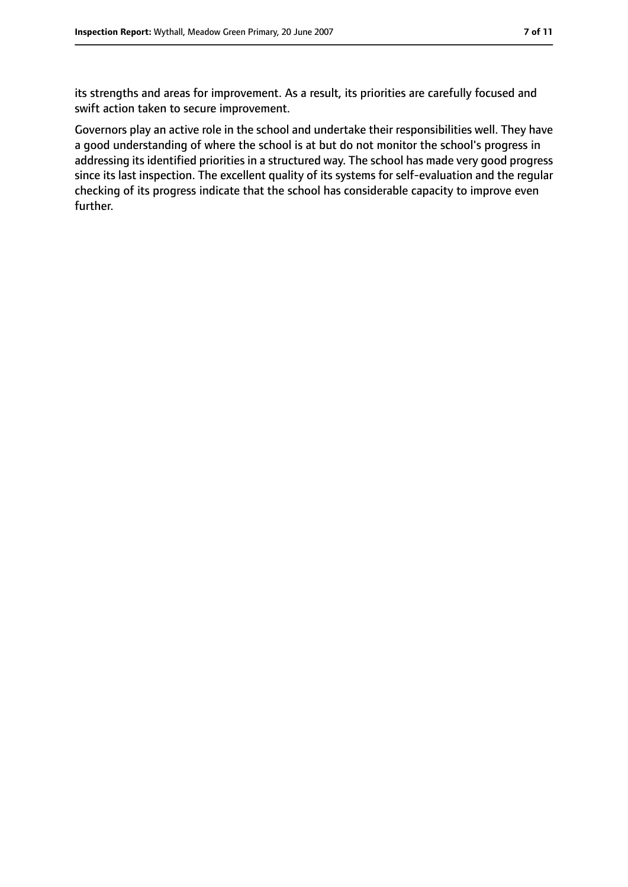its strengths and areas for improvement. As a result, its priorities are carefully focused and swift action taken to secure improvement.

Governors play an active role in the school and undertake their responsibilities well. They have a good understanding of where the school is at but do not monitor the school's progress in addressing its identified priorities in a structured way. The school has made very good progress since its last inspection. The excellent quality of its systems for self-evaluation and the regular checking of its progress indicate that the school has considerable capacity to improve even further.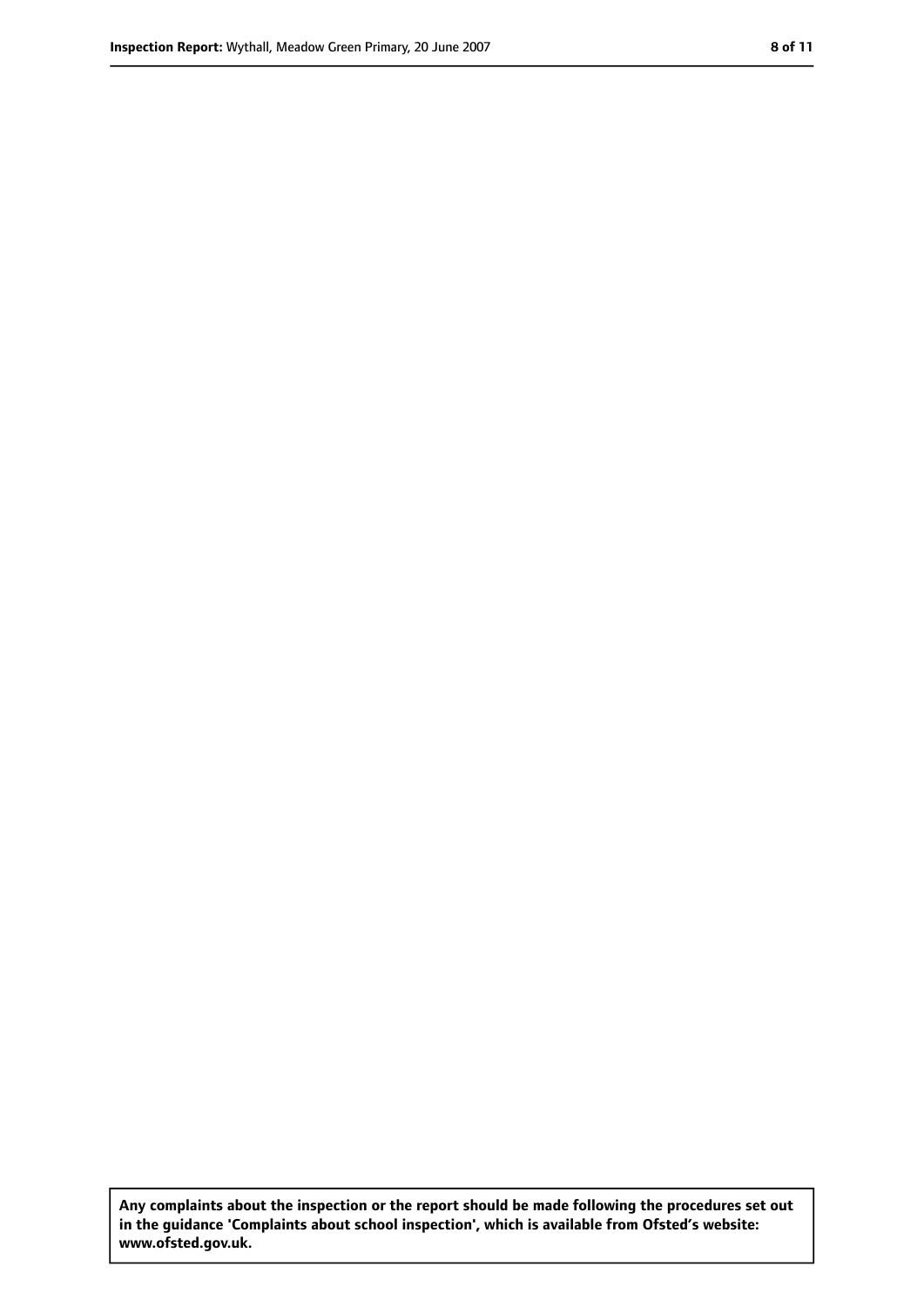**Any complaints about the inspection or the report should be made following the procedures set out in the guidance 'Complaints about school inspection', which is available from Ofsted's website: www.ofsted.gov.uk.**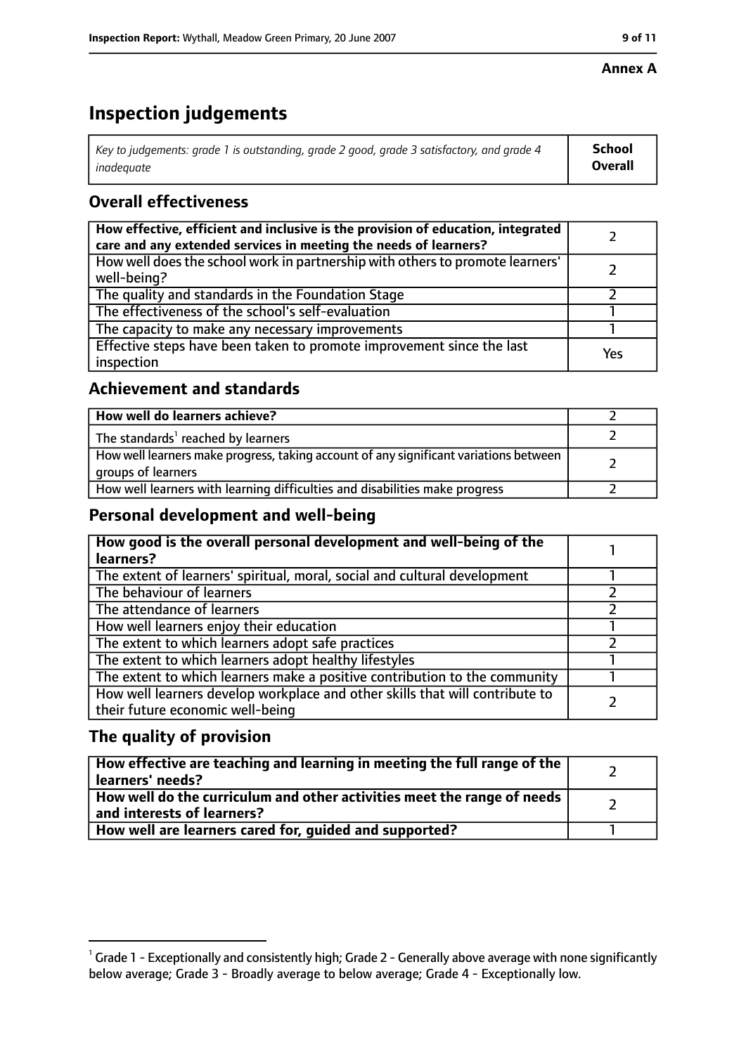**Annex A**

# Inspection judgements

| *Key to judgements: grade 1 is outstanding, grade 2 good, grade 3 satisfactory, and grade 4 inadequate* | **School Overall** |
|---|---|

## Overall effectiveness

| | |
|---|---|
| **How effective, efficient and inclusive is the provision of education, integrated care and any extended services in meeting the needs of learners?** | 2 |
| How well does the school work in partnership with others to promote learners' well-being? | 2 |
| The quality and standards in the Foundation Stage | 2 |
| The effectiveness of the school's self-evaluation | 1 |
| The capacity to make any necessary improvements | 1 |
| Effective steps have been taken to promote improvement since the last inspection | Yes |

## Achievement and standards

| | |
|---|---|
| **How well do learners achieve?** | 2 |
| The standards[1] reached by learners | 2 |
| How well learners make progress, taking account of any significant variations between groups of learners | 2 |
| How well learners with learning difficulties and disabilities make progress | 2 |

## Personal development and well-being

| | |
|---|---|
| **How good is the overall personal development and well-being of the learners?** | 1 |
| The extent of learners' spiritual, moral, social and cultural development | 1 |
| The behaviour of learners | 2 |
| The attendance of learners | 2 |
| How well learners enjoy their education | 1 |
| The extent to which learners adopt safe practices | 2 |
| The extent to which learners adopt healthy lifestyles | 1 |
| The extent to which learners make a positive contribution to the community | 1 |
| How well learners develop workplace and other skills that will contribute to their future economic well-being | 2 |

## The quality of provision

| | |
|---|---|
| **How effective are teaching and learning in meeting the full range of the learners' needs?** | 2 |
| **How well do the curriculum and other activities meet the range of needs and interests of learners?** | 2 |
| **How well are learners cared for, guided and supported?** | 1 |

[1] Grade 1 - Exceptionally and consistently high; Grade 2 - Generally above average with none significantly below average; Grade 3 - Broadly average to below average; Grade 4 - Exceptionally low.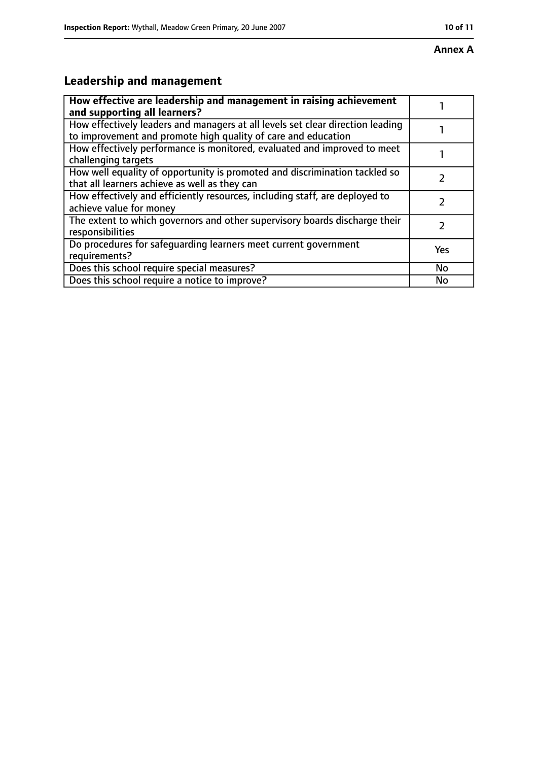**Annex A**

## Leadership and management

| How effective are leadership and management in raising achievement and supporting all learners? | 1 |
|---|---|
| How effectively leaders and managers at all levels set clear direction leading to improvement and promote high quality of care and education | 1 |
| How effectively performance is monitored, evaluated and improved to meet challenging targets | 1 |
| How well equality of opportunity is promoted and discrimination tackled so that all learners achieve as well as they can | 2 |
| How effectively and efficiently resources, including staff, are deployed to achieve value for money | 2 |
| The extent to which governors and other supervisory boards discharge their responsibilities | 2 |
| Do procedures for safeguarding learners meet current government requirements? | Yes |
| Does this school require special measures? | No |
| Does this school require a notice to improve? | No |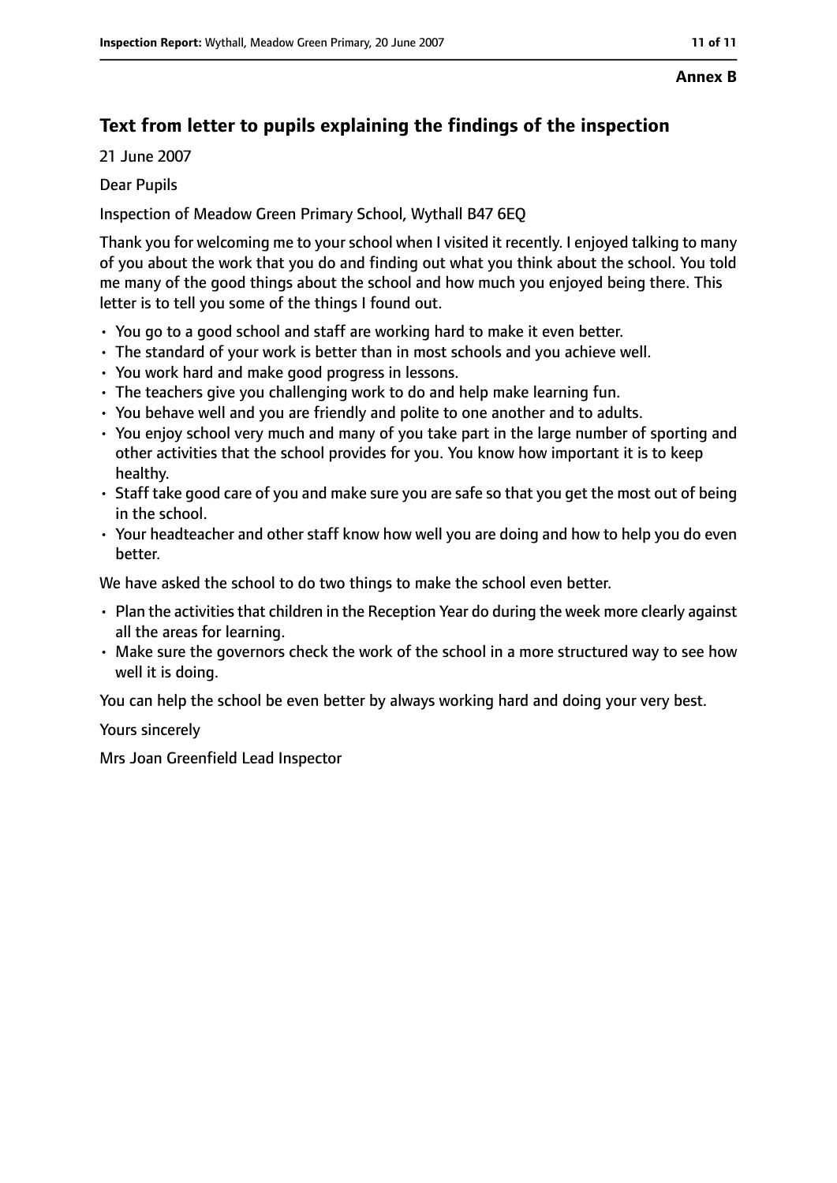**Annex B**

## Text from letter to pupils explaining the findings of the inspection

21 June 2007

Dear Pupils

Inspection of Meadow Green Primary School, Wythall B47 6EQ

Thank you for welcoming me to your school when I visited it recently. I enjoyed talking to many of you about the work that you do and finding out what you think about the school. You told me many of the good things about the school and how much you enjoyed being there. This letter is to tell you some of the things I found out.

- You go to a good school and staff are working hard to make it even better.
- The standard of your work is better than in most schools and you achieve well.
- You work hard and make good progress in lessons.
- The teachers give you challenging work to do and help make learning fun.
- You behave well and you are friendly and polite to one another and to adults.
- You enjoy school very much and many of you take part in the large number of sporting and other activities that the school provides for you. You know how important it is to keep healthy.
- Staff take good care of you and make sure you are safe so that you get the most out of being in the school.
- Your headteacher and other staff know how well you are doing and how to help you do even better.

We have asked the school to do two things to make the school even better.

- Plan the activities that children in the Reception Year do during the week more clearly against all the areas for learning.
- Make sure the governors check the work of the school in a more structured way to see how well it is doing.

You can help the school be even better by always working hard and doing your very best.

Yours sincerely

Mrs Joan Greenfield Lead Inspector